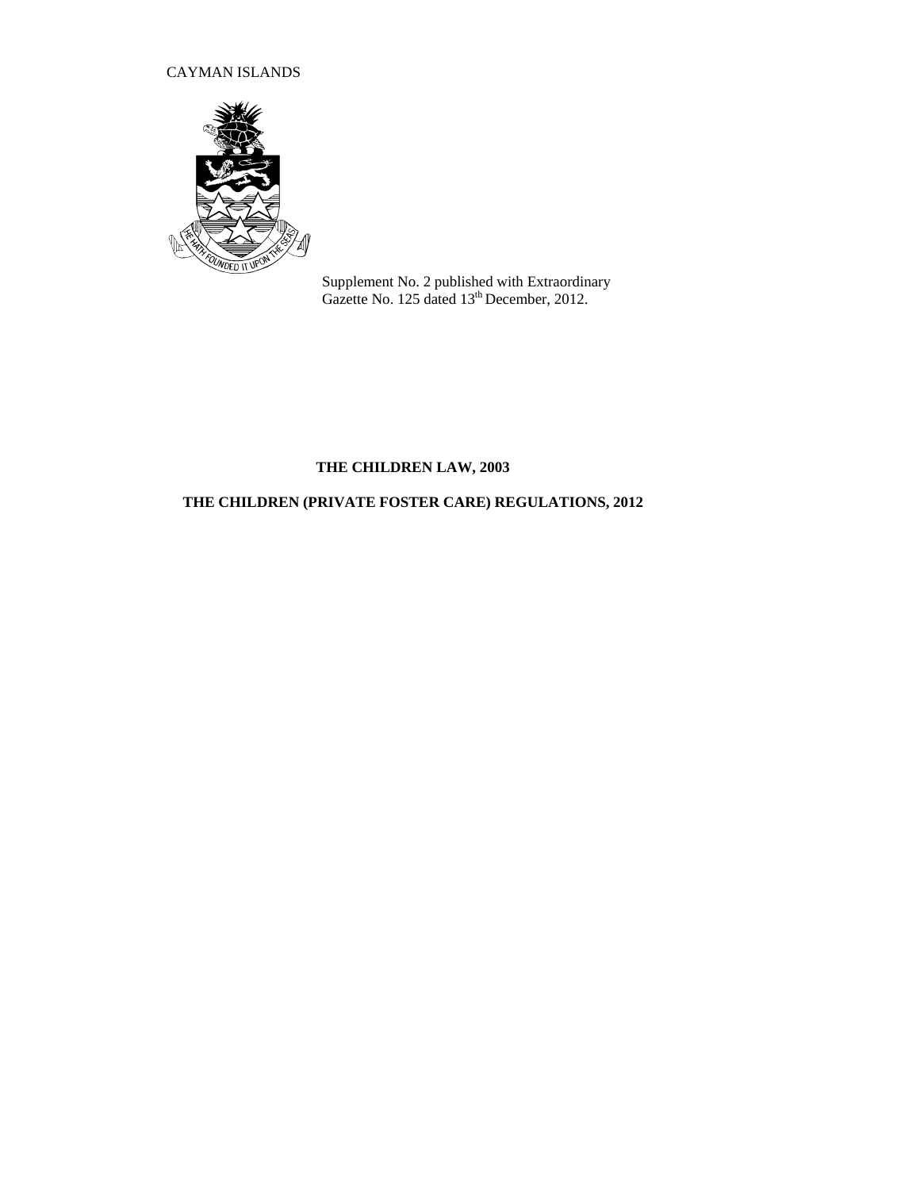CAYMAN ISLANDS

Supplement No. 2 published with Extraordinary Gazette No. 125 dated 13th December, 2012.

**THE CHILDREN LAW, 2003**

**THE CHILDREN (PRIVATE FOSTER CARE) REGULATIONS, 2012**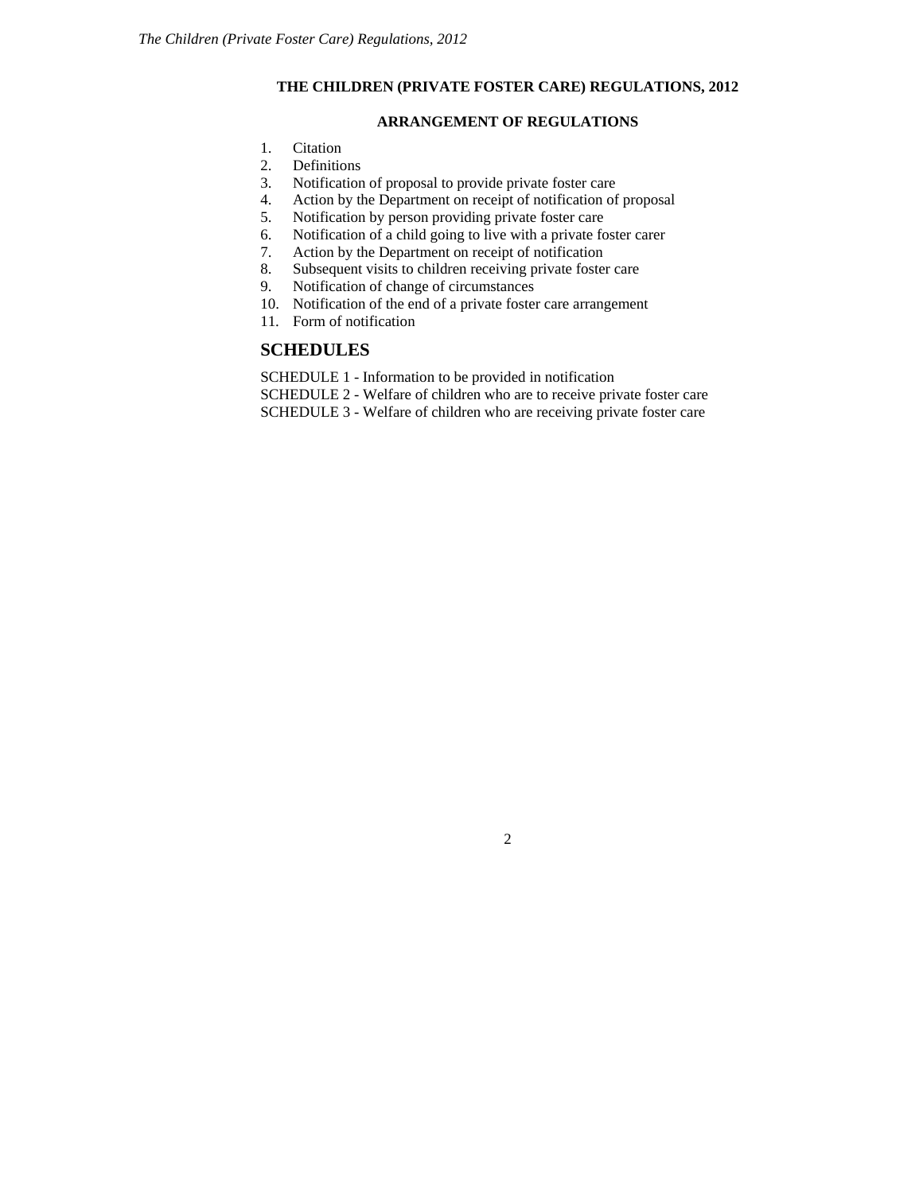# THE CHILDREN (PRIVATE FOSTER CARE) REGULATIONS, 2012

## ARRANGEMENT OF REGULATIONS

1. Citation
2. Definitions
3. Notification of proposal to provide private foster care
4. Action by the Department on receipt of notification of proposal
5. Notification by person providing private foster care
6. Notification of a child going to live with a private foster carer
7. Action by the Department on receipt of notification
8. Subsequent visits to children receiving private foster care
9. Notification of change of circumstances
10. Notification of the end of a private foster care arrangement
11. Form of notification

## SCHEDULES

SCHEDULE 1 - Information to be provided in notification
SCHEDULE 2 - Welfare of children who are to receive private foster care
SCHEDULE 3 - Welfare of children who are receiving private foster care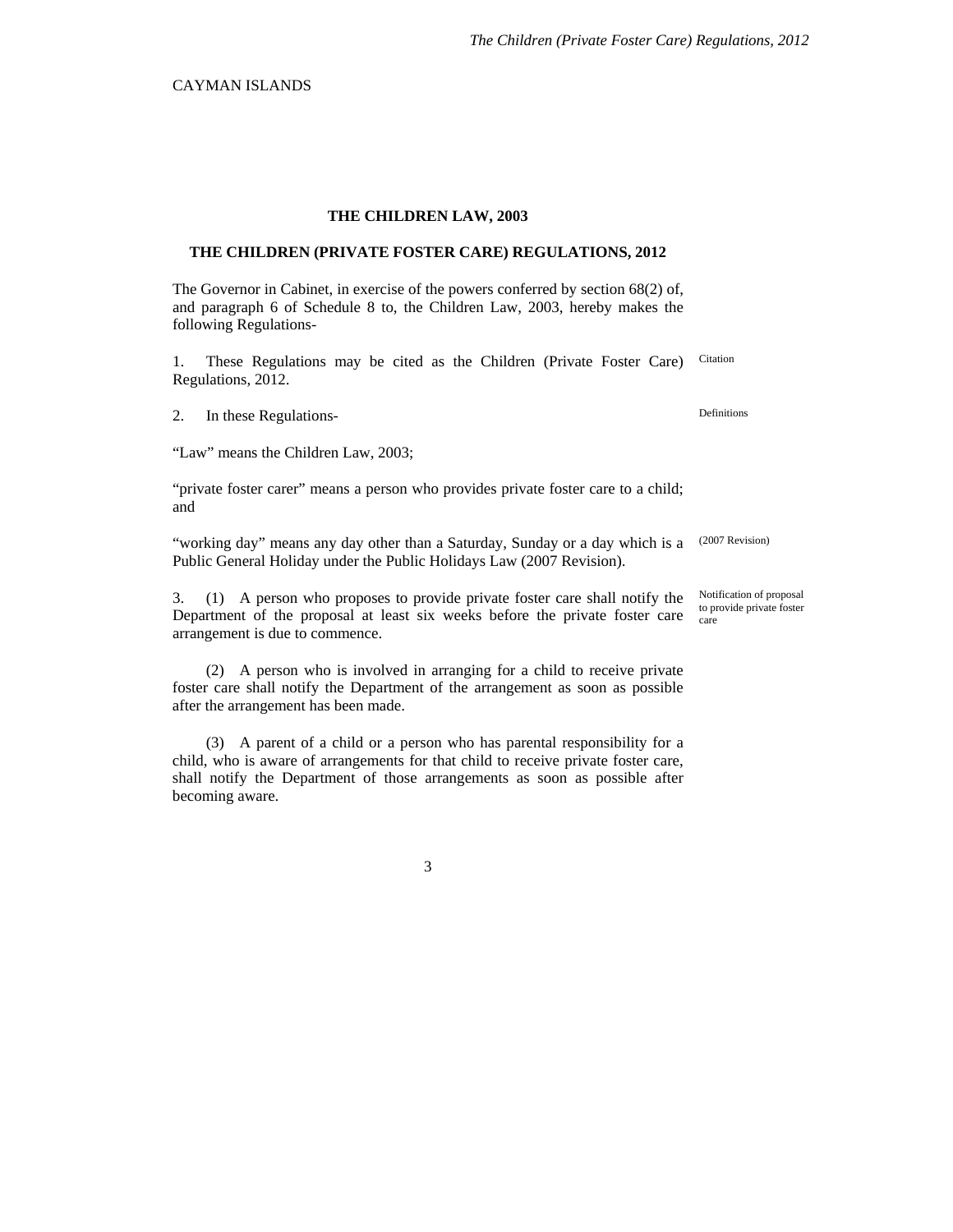CAYMAN ISLANDS

## THE CHILDREN LAW, 2003

## THE CHILDREN (PRIVATE FOSTER CARE) REGULATIONS, 2012

The Governor in Cabinet, in exercise of the powers conferred by section 68(2) of, and paragraph 6 of Schedule 8 to, the Children Law, 2003, hereby makes the following Regulations-

Citation

1. These Regulations may be cited as the Children (Private Foster Care) Regulations, 2012.

Definitions

2. In these Regulations-

"Law" means the Children Law, 2003;

"private foster carer" means a person who provides private foster care to a child; and

(2007 Revision)

"working day" means any day other than a Saturday, Sunday or a day which is a Public General Holiday under the Public Holidays Law (2007 Revision).

Notification of proposal to provide private foster care

3. (1) A person who proposes to provide private foster care shall notify the Department of the proposal at least six weeks before the private foster care arrangement is due to commence.

(2) A person who is involved in arranging for a child to receive private foster care shall notify the Department of the arrangement as soon as possible after the arrangement has been made.

(3) A parent of a child or a person who has parental responsibility for a child, who is aware of arrangements for that child to receive private foster care, shall notify the Department of those arrangements as soon as possible after becoming aware.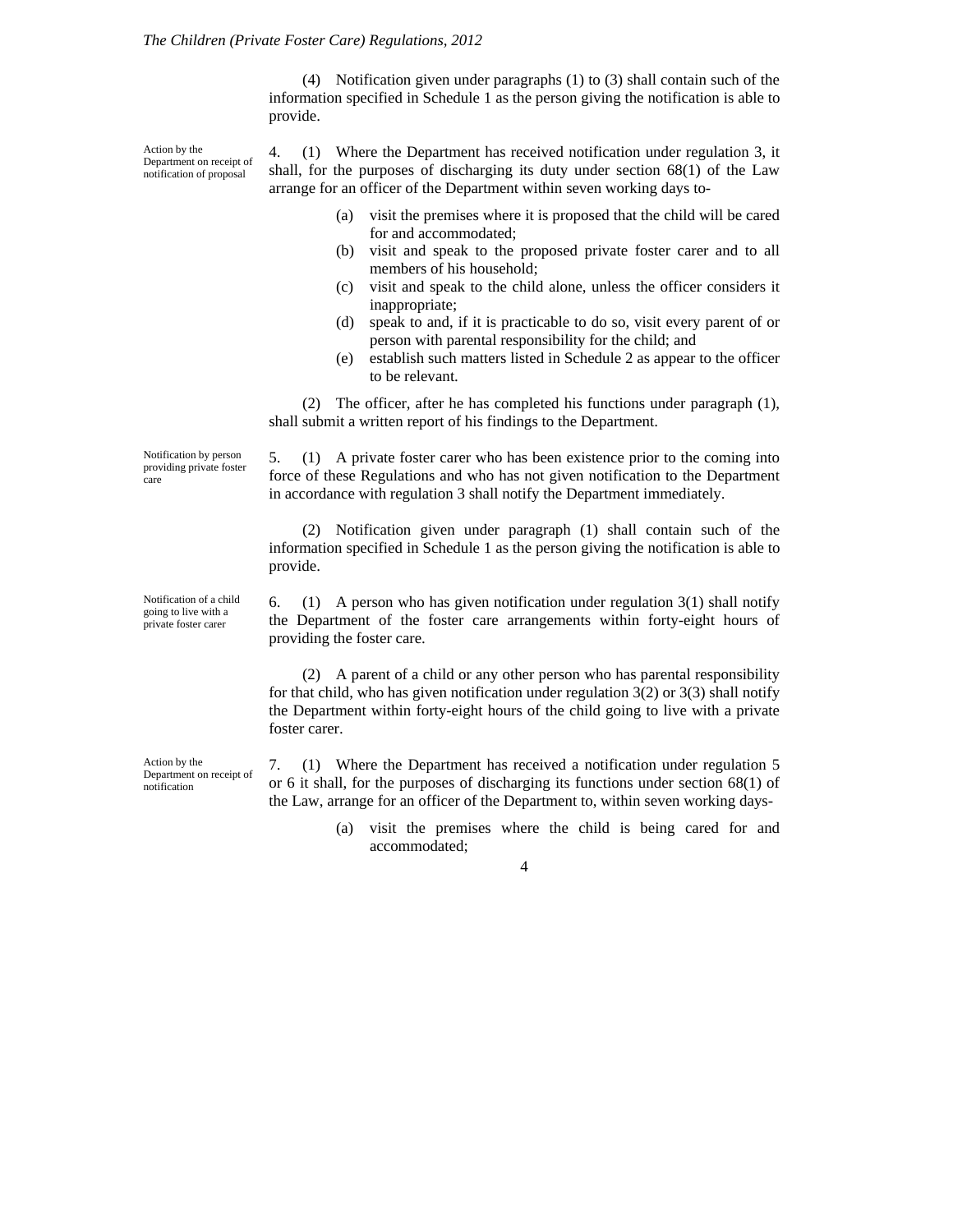(4) Notification given under paragraphs (1) to (3) shall contain such of the information specified in Schedule 1 as the person giving the notification is able to provide.

*Action by the Department on receipt of notification of proposal*

4. (1) Where the Department has received notification under regulation 3, it shall, for the purposes of discharging its duty under section 68(1) of the Law arrange for an officer of the Department within seven working days to-

(a) visit the premises where it is proposed that the child will be cared for and accommodated;
(b) visit and speak to the proposed private foster carer and to all members of his household;
(c) visit and speak to the child alone, unless the officer considers it inappropriate;
(d) speak to and, if it is practicable to do so, visit every parent of or person with parental responsibility for the child; and
(e) establish such matters listed in Schedule 2 as appear to the officer to be relevant.

(2) The officer, after he has completed his functions under paragraph (1), shall submit a written report of his findings to the Department.

*Notification by person providing private foster care*

5. (1) A private foster carer who has been existence prior to the coming into force of these Regulations and who has not given notification to the Department in accordance with regulation 3 shall notify the Department immediately.

(2) Notification given under paragraph (1) shall contain such of the information specified in Schedule 1 as the person giving the notification is able to provide.

*Notification of a child going to live with a private foster carer*

6. (1) A person who has given notification under regulation 3(1) shall notify the Department of the foster care arrangements within forty-eight hours of providing the foster care.

(2) A parent of a child or any other person who has parental responsibility for that child, who has given notification under regulation 3(2) or 3(3) shall notify the Department within forty-eight hours of the child going to live with a private foster carer.

*Action by the Department on receipt of notification*

7. (1) Where the Department has received a notification under regulation 5 or 6 it shall, for the purposes of discharging its functions under section 68(1) of the Law, arrange for an officer of the Department to, within seven working days-

(a) visit the premises where the child is being cared for and accommodated;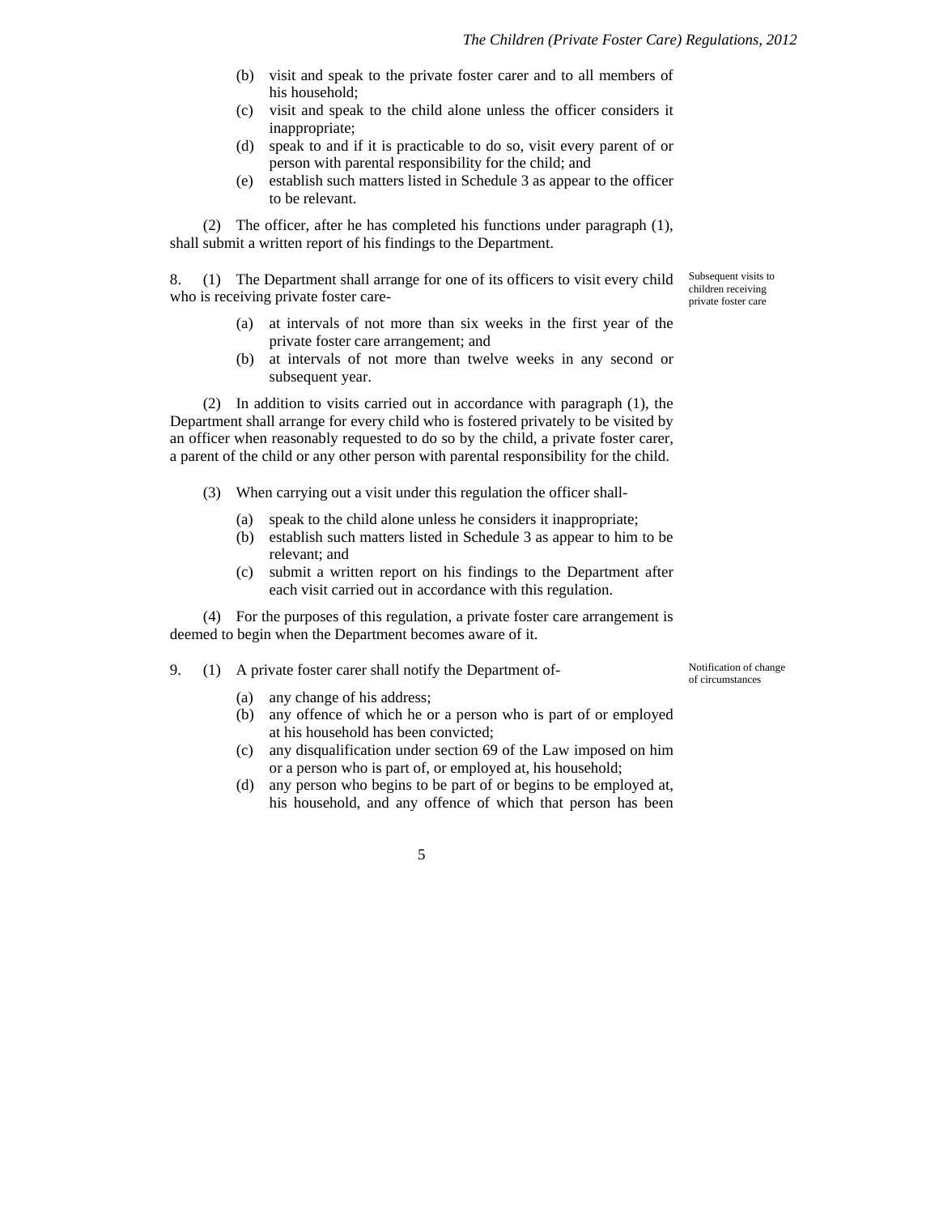(b) visit and speak to the private foster carer and to all members of his household;

(c) visit and speak to the child alone unless the officer considers it inappropriate;

(d) speak to and if it is practicable to do so, visit every parent of or person with parental responsibility for the child; and

(e) establish such matters listed in Schedule 3 as appear to the officer to be relevant.

(2) The officer, after he has completed his functions under paragraph (1), shall submit a written report of his findings to the Department.

*Subsequent visits to children receiving private foster care*

8. (1) The Department shall arrange for one of its officers to visit every child who is receiving private foster care-

(a) at intervals of not more than six weeks in the first year of the private foster care arrangement; and

(b) at intervals of not more than twelve weeks in any second or subsequent year.

(2) In addition to visits carried out in accordance with paragraph (1), the Department shall arrange for every child who is fostered privately to be visited by an officer when reasonably requested to do so by the child, a private foster carer, a parent of the child or any other person with parental responsibility for the child.

(3) When carrying out a visit under this regulation the officer shall-

(a) speak to the child alone unless he considers it inappropriate;

(b) establish such matters listed in Schedule 3 as appear to him to be relevant; and

(c) submit a written report on his findings to the Department after each visit carried out in accordance with this regulation.

(4) For the purposes of this regulation, a private foster care arrangement is deemed to begin when the Department becomes aware of it.

*Notification of change of circumstances*

9. (1) A private foster carer shall notify the Department of-

(a) any change of his address;

(b) any offence of which he or a person who is part of or employed at his household has been convicted;

(c) any disqualification under section 69 of the Law imposed on him or a person who is part of, or employed at, his household;

(d) any person who begins to be part of or begins to be employed at, his household, and any offence of which that person has been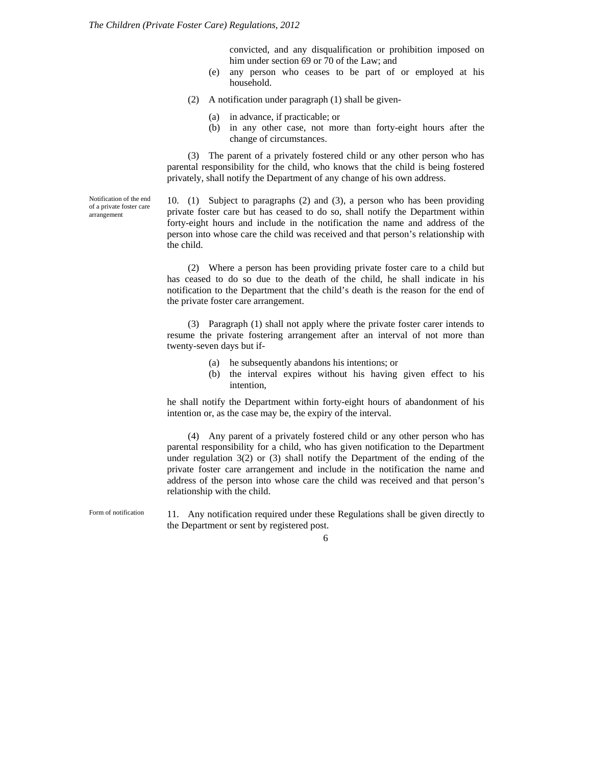convicted, and any disqualification or prohibition imposed on him under section 69 or 70 of the Law; and

(e) any person who ceases to be part of or employed at his household.

(2) A notification under paragraph (1) shall be given-

(a) in advance, if practicable; or

(b) in any other case, not more than forty-eight hours after the change of circumstances.

(3) The parent of a privately fostered child or any other person who has parental responsibility for the child, who knows that the child is being fostered privately, shall notify the Department of any change of his own address.

*Notification of the end of a private foster care arrangement*

10. (1) Subject to paragraphs (2) and (3), a person who has been providing private foster care but has ceased to do so, shall notify the Department within forty-eight hours and include in the notification the name and address of the person into whose care the child was received and that person's relationship with the child.

(2) Where a person has been providing private foster care to a child but has ceased to do so due to the death of the child, he shall indicate in his notification to the Department that the child's death is the reason for the end of the private foster care arrangement.

(3) Paragraph (1) shall not apply where the private foster carer intends to resume the private fostering arrangement after an interval of not more than twenty-seven days but if-

(a) he subsequently abandons his intentions; or

(b) the interval expires without his having given effect to his intention,

he shall notify the Department within forty-eight hours of abandonment of his intention or, as the case may be, the expiry of the interval.

(4) Any parent of a privately fostered child or any other person who has parental responsibility for a child, who has given notification to the Department under regulation 3(2) or (3) shall notify the Department of the ending of the private foster care arrangement and include in the notification the name and address of the person into whose care the child was received and that person's relationship with the child.

*Form of notification*

11. Any notification required under these Regulations shall be given directly to the Department or sent by registered post.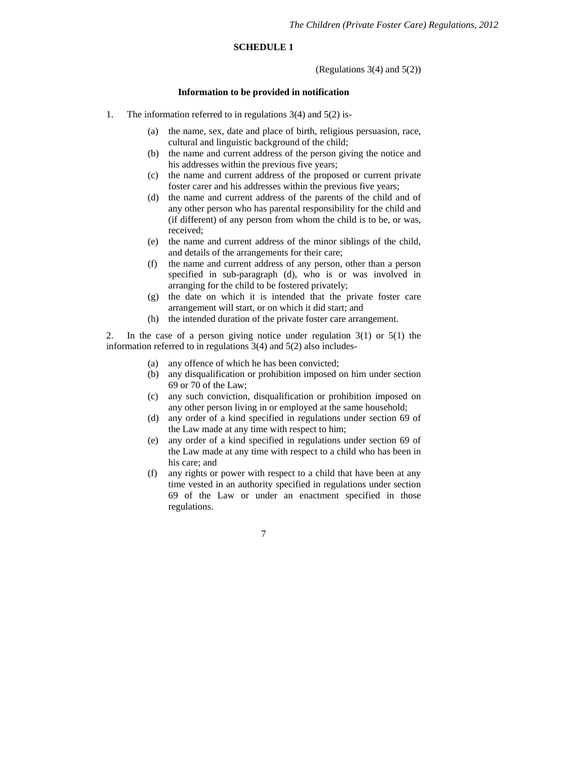## SCHEDULE 1

(Regulations 3(4) and 5(2))

### Information to be provided in notification

1. The information referred to in regulations 3(4) and 5(2) is-

   (a) the name, sex, date and place of birth, religious persuasion, race, cultural and linguistic background of the child;

   (b) the name and current address of the person giving the notice and his addresses within the previous five years;

   (c) the name and current address of the proposed or current private foster carer and his addresses within the previous five years;

   (d) the name and current address of the parents of the child and of any other person who has parental responsibility for the child and (if different) of any person from whom the child is to be, or was, received;

   (e) the name and current address of the minor siblings of the child, and details of the arrangements for their care;

   (f) the name and current address of any person, other than a person specified in sub-paragraph (d), who is or was involved in arranging for the child to be fostered privately;

   (g) the date on which it is intended that the private foster care arrangement will start, or on which it did start; and

   (h) the intended duration of the private foster care arrangement.

2. In the case of a person giving notice under regulation 3(1) or 5(1) the information referred to in regulations 3(4) and 5(2) also includes-

   (a) any offence of which he has been convicted;

   (b) any disqualification or prohibition imposed on him under section 69 or 70 of the Law;

   (c) any such conviction, disqualification or prohibition imposed on any other person living in or employed at the same household;

   (d) any order of a kind specified in regulations under section 69 of the Law made at any time with respect to him;

   (e) any order of a kind specified in regulations under section 69 of the Law made at any time with respect to a child who has been in his care; and

   (f) any rights or power with respect to a child that have been at any time vested in an authority specified in regulations under section 69 of the Law or under an enactment specified in those regulations.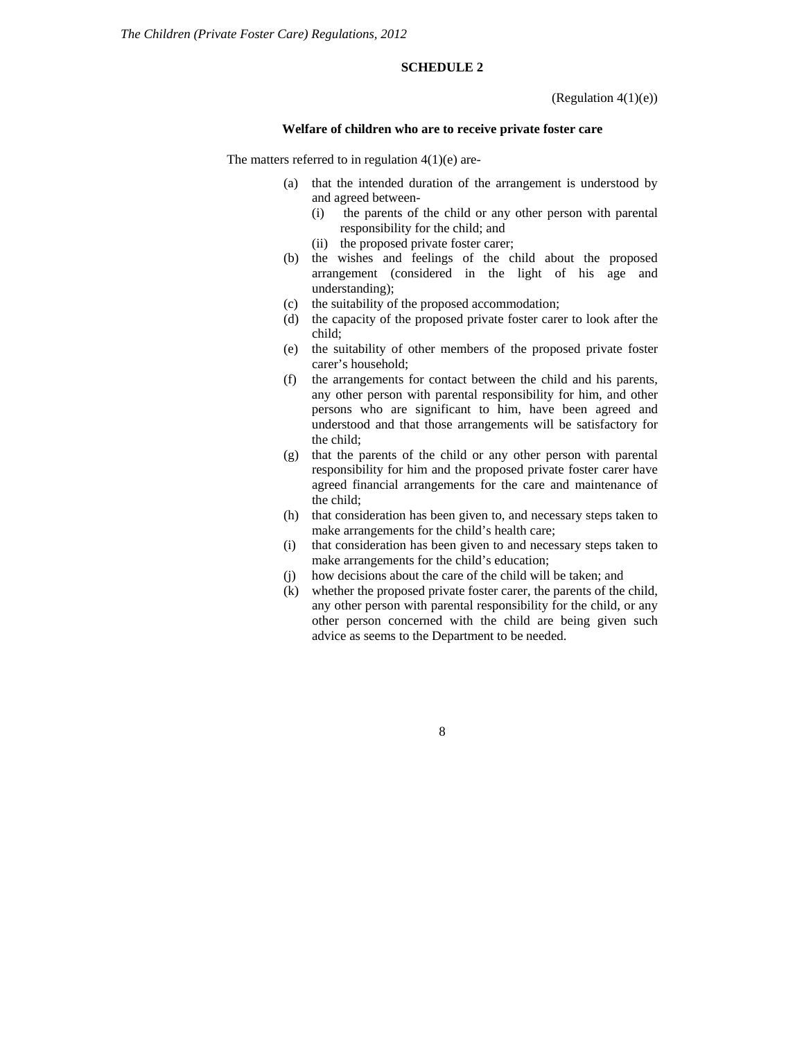## SCHEDULE 2

(Regulation 4(1)(e))

### Welfare of children who are to receive private foster care

The matters referred to in regulation 4(1)(e) are-

(a) that the intended duration of the arrangement is understood by and agreed between-
   (i) the parents of the child or any other person with parental responsibility for the child; and
   (ii) the proposed private foster carer;

(b) the wishes and feelings of the child about the proposed arrangement (considered in the light of his age and understanding);

(c) the suitability of the proposed accommodation;

(d) the capacity of the proposed private foster carer to look after the child;

(e) the suitability of other members of the proposed private foster carer's household;

(f) the arrangements for contact between the child and his parents, any other person with parental responsibility for him, and other persons who are significant to him, have been agreed and understood and that those arrangements will be satisfactory for the child;

(g) that the parents of the child or any other person with parental responsibility for him and the proposed private foster carer have agreed financial arrangements for the care and maintenance of the child;

(h) that consideration has been given to, and necessary steps taken to make arrangements for the child's health care;

(i) that consideration has been given to and necessary steps taken to make arrangements for the child's education;

(j) how decisions about the care of the child will be taken; and

(k) whether the proposed private foster carer, the parents of the child, any other person with parental responsibility for the child, or any other person concerned with the child are being given such advice as seems to the Department to be needed.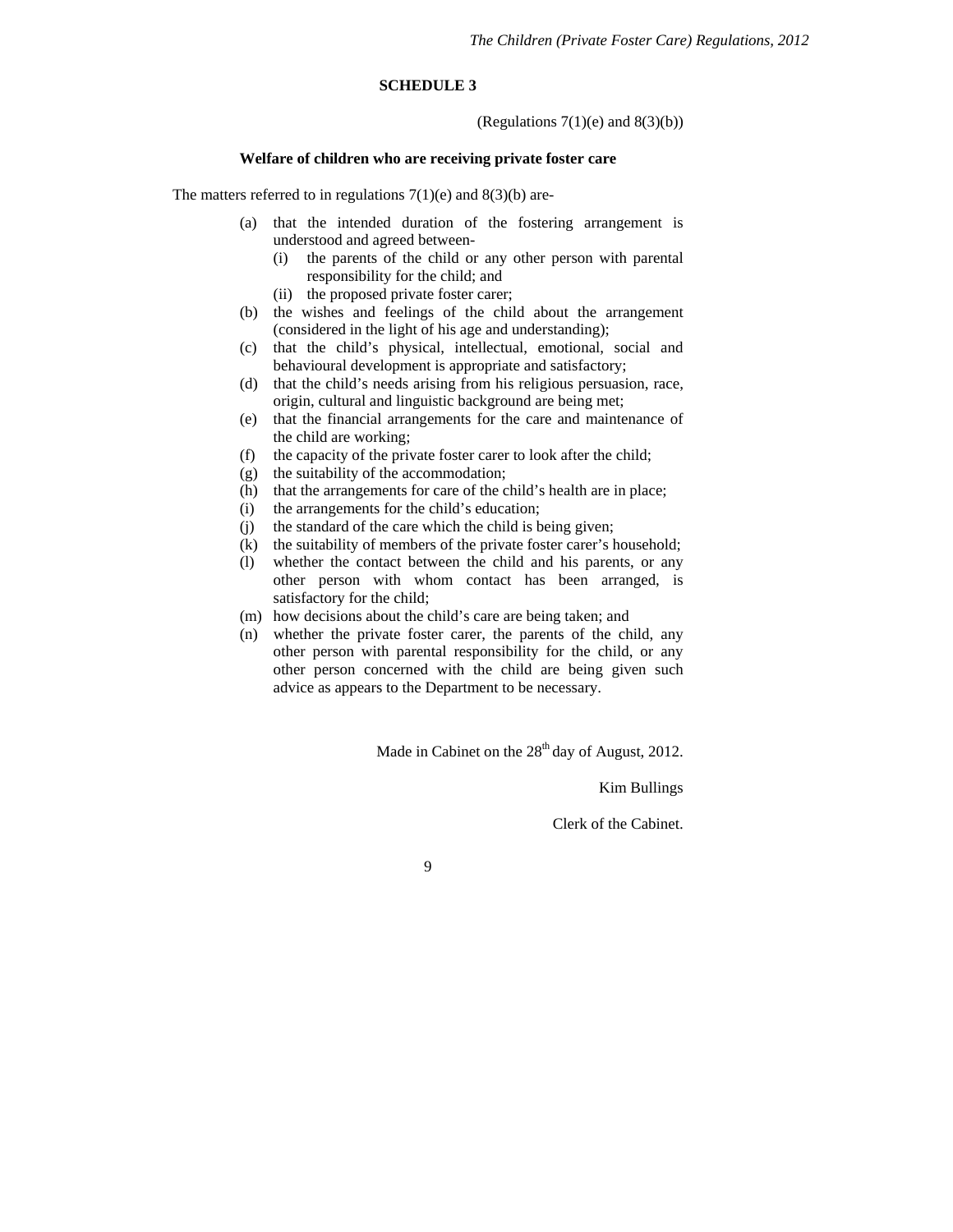## SCHEDULE 3

(Regulations 7(1)(e) and 8(3)(b))

**Welfare of children who are receiving private foster care**

The matters referred to in regulations 7(1)(e) and 8(3)(b) are-

(a) that the intended duration of the fostering arrangement is understood and agreed between-
  (i) the parents of the child or any other person with parental responsibility for the child; and
  (ii) the proposed private foster carer;

(b) the wishes and feelings of the child about the arrangement (considered in the light of his age and understanding);

(c) that the child's physical, intellectual, emotional, social and behavioural development is appropriate and satisfactory;

(d) that the child's needs arising from his religious persuasion, race, origin, cultural and linguistic background are being met;

(e) that the financial arrangements for the care and maintenance of the child are working;

(f) the capacity of the private foster carer to look after the child;

(g) the suitability of the accommodation;

(h) that the arrangements for care of the child's health are in place;

(i) the arrangements for the child's education;

(j) the standard of the care which the child is being given;

(k) the suitability of members of the private foster carer's household;

(l) whether the contact between the child and his parents, or any other person with whom contact has been arranged, is satisfactory for the child;

(m) how decisions about the child's care are being taken; and

(n) whether the private foster carer, the parents of the child, any other person with parental responsibility for the child, or any other person concerned with the child are being given such advice as appears to the Department to be necessary.

Made in Cabinet on the 28th day of August, 2012.

Kim Bullings

Clerk of the Cabinet.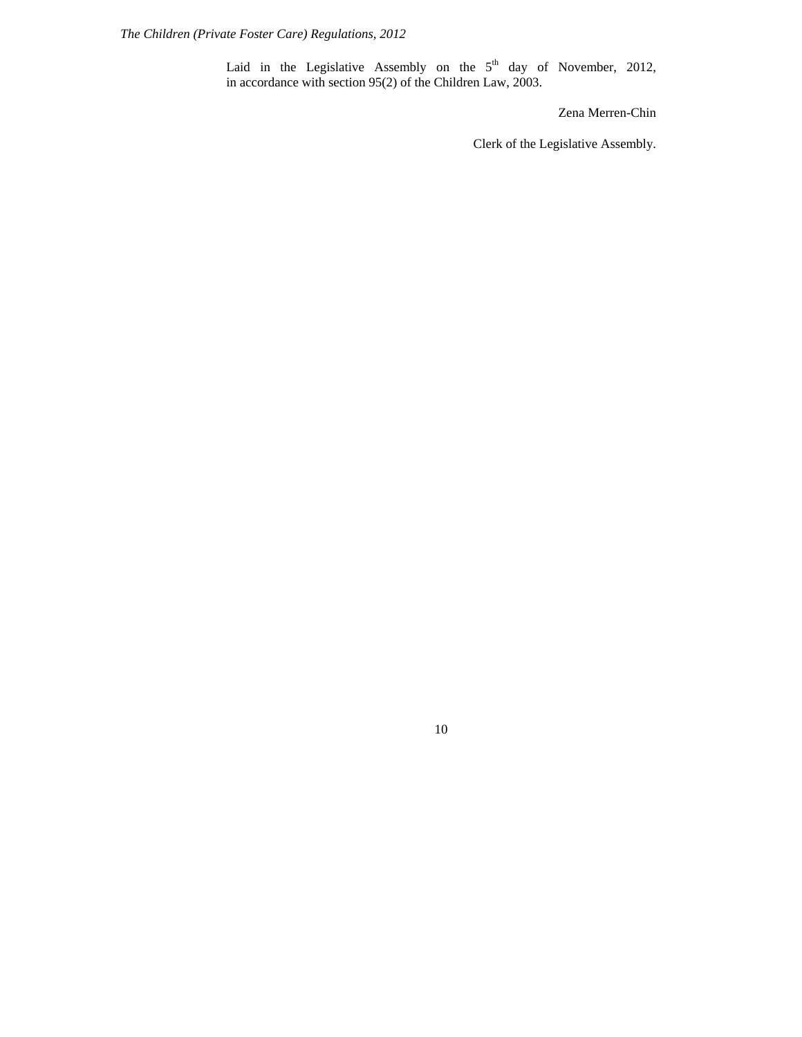Laid in the Legislative Assembly on the 5th day of November, 2012, in accordance with section 95(2) of the Children Law, 2003.

Zena Merren-Chin

Clerk of the Legislative Assembly.